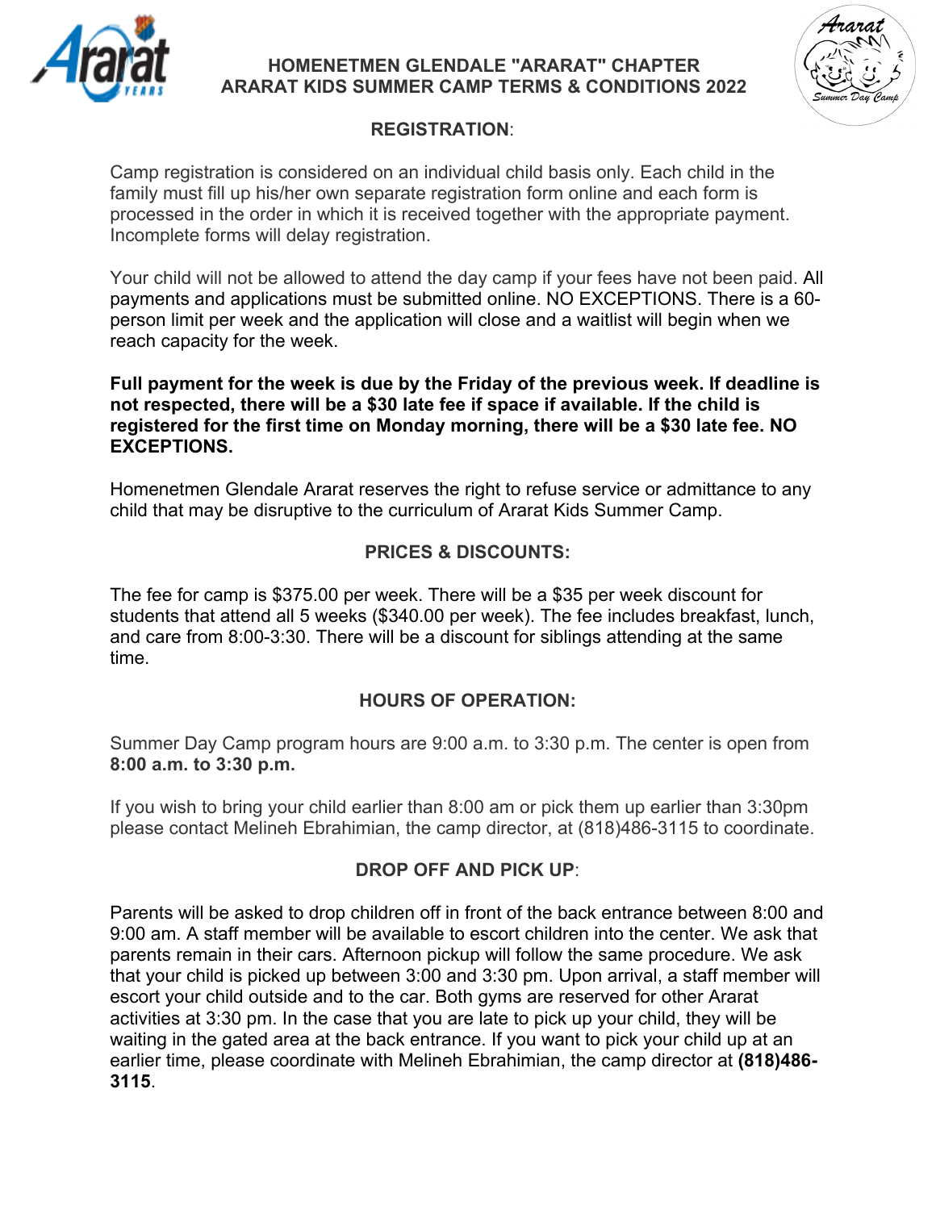# HOMENETMEN GLENDALE "ARARAT" CHAPTER
# ARARAT KIDS SUMMER CAMP TERMS & CONDITIONS 2022

## REGISTRATION:

Camp registration is considered on an individual child basis only. Each child in the family must fill up his/her own separate registration form online and each form is processed in the order in which it is received together with the appropriate payment. Incomplete forms will delay registration.

Your child will not be allowed to attend the day camp if your fees have not been paid. All payments and applications must be submitted online. NO EXCEPTIONS. There is a 60-person limit per week and the application will close and a waitlist will begin when we reach capacity for the week.

**Full payment for the week is due by the Friday of the previous week. If deadline is not respected, there will be a $30 late fee if space if available. If the child is registered for the first time on Monday morning, there will be a $30 late fee. NO EXCEPTIONS.**

Homenetmen Glendale Ararat reserves the right to refuse service or admittance to any child that may be disruptive to the curriculum of Ararat Kids Summer Camp.

## PRICES & DISCOUNTS:

The fee for camp is $375.00 per week. There will be a $35 per week discount for students that attend all 5 weeks ($340.00 per week). The fee includes breakfast, lunch, and care from 8:00-3:30. There will be a discount for siblings attending at the same time.

## HOURS OF OPERATION:

Summer Day Camp program hours are 9:00 a.m. to 3:30 p.m. The center is open from **8:00 a.m. to 3:30 p.m.**

If you wish to bring your child earlier than 8:00 am or pick them up earlier than 3:30pm please contact Melineh Ebrahimian, the camp director, at (818)486-3115 to coordinate.

## DROP OFF AND PICK UP:

Parents will be asked to drop children off in front of the back entrance between 8:00 and 9:00 am. A staff member will be available to escort children into the center. We ask that parents remain in their cars. Afternoon pickup will follow the same procedure. We ask that your child is picked up between 3:00 and 3:30 pm. Upon arrival, a staff member will escort your child outside and to the car. Both gyms are reserved for other Ararat activities at 3:30 pm. In the case that you are late to pick up your child, they will be waiting in the gated area at the back entrance. If you want to pick your child up at an earlier time, please coordinate with Melineh Ebrahimian, the camp director at **(818)486-3115**.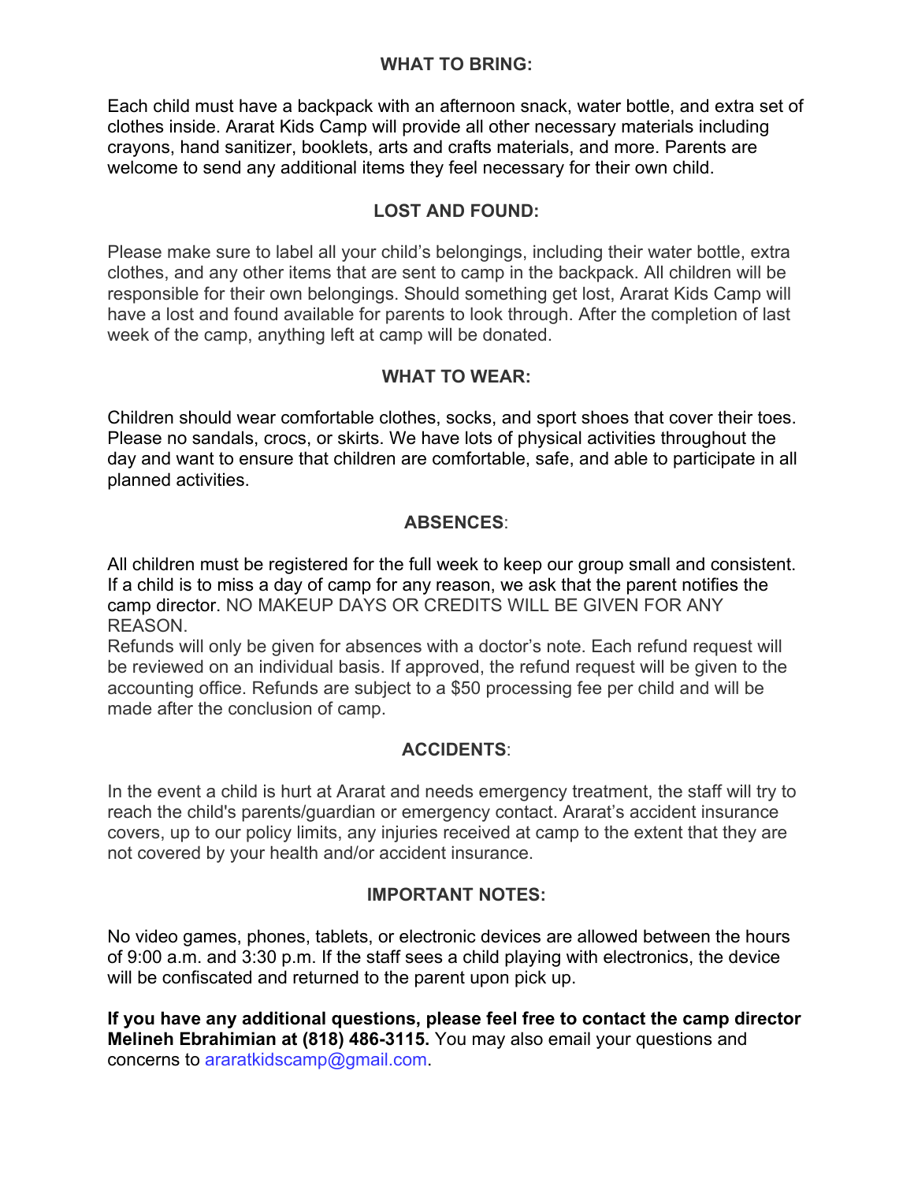## WHAT TO BRING:

Each child must have a backpack with an afternoon snack, water bottle, and extra set of clothes inside. Ararat Kids Camp will provide all other necessary materials including crayons, hand sanitizer, booklets, arts and crafts materials, and more. Parents are welcome to send any additional items they feel necessary for their own child.

## LOST AND FOUND:

Please make sure to label all your child's belongings, including their water bottle, extra clothes, and any other items that are sent to camp in the backpack. All children will be responsible for their own belongings. Should something get lost, Ararat Kids Camp will have a lost and found available for parents to look through. After the completion of last week of the camp, anything left at camp will be donated.

## WHAT TO WEAR:

Children should wear comfortable clothes, socks, and sport shoes that cover their toes. Please no sandals, crocs, or skirts. We have lots of physical activities throughout the day and want to ensure that children are comfortable, safe, and able to participate in all planned activities.

## ABSENCES:

All children must be registered for the full week to keep our group small and consistent. If a child is to miss a day of camp for any reason, we ask that the parent notifies the camp director. NO MAKEUP DAYS OR CREDITS WILL BE GIVEN FOR ANY REASON.

Refunds will only be given for absences with a doctor's note. Each refund request will be reviewed on an individual basis. If approved, the refund request will be given to the accounting office. Refunds are subject to a $50 processing fee per child and will be made after the conclusion of camp.

## ACCIDENTS:

In the event a child is hurt at Ararat and needs emergency treatment, the staff will try to reach the child's parents/guardian or emergency contact. Ararat's accident insurance covers, up to our policy limits, any injuries received at camp to the extent that they are not covered by your health and/or accident insurance.

## IMPORTANT NOTES:

No video games, phones, tablets, or electronic devices are allowed between the hours of 9:00 a.m. and 3:30 p.m. If the staff sees a child playing with electronics, the device will be confiscated and returned to the parent upon pick up.

**If you have any additional questions, please feel free to contact the camp director Melineh Ebrahimian at (818) 486-3115.** You may also email your questions and concerns to araratkidscamp@gmail.com.